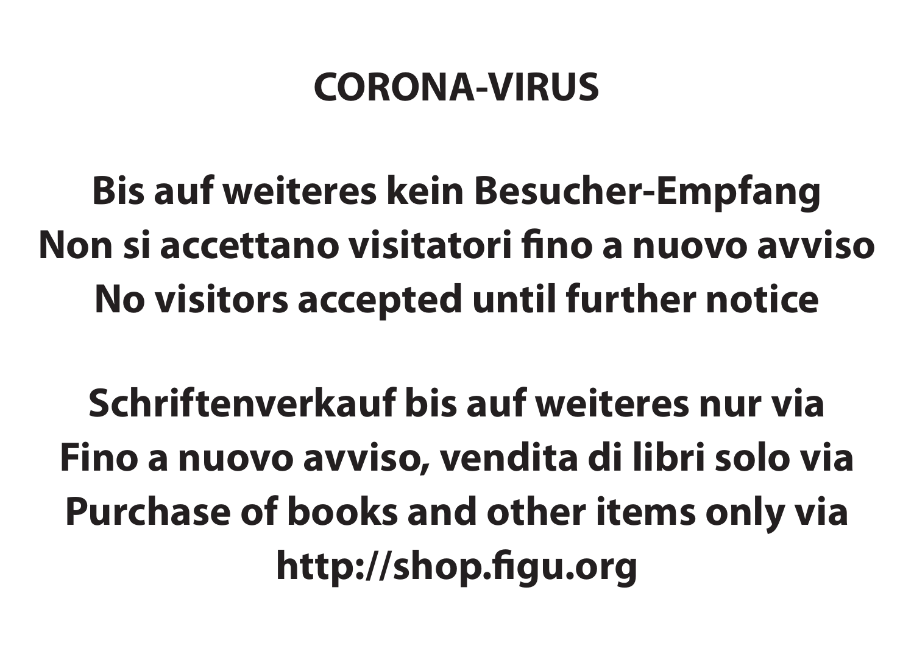# CORONA-VIRUS

**Bis auf weiteres kein Besucher-Empfang**
**Non si accettano visitatori fino a nuovo avviso**
**No visitors accepted until further notice**

**Schriftenverkauf bis auf weiteres nur via**
**Fino a nuovo avviso, vendita di libri solo via**
**Purchase of books and other items only via**
**http://shop.figu.org**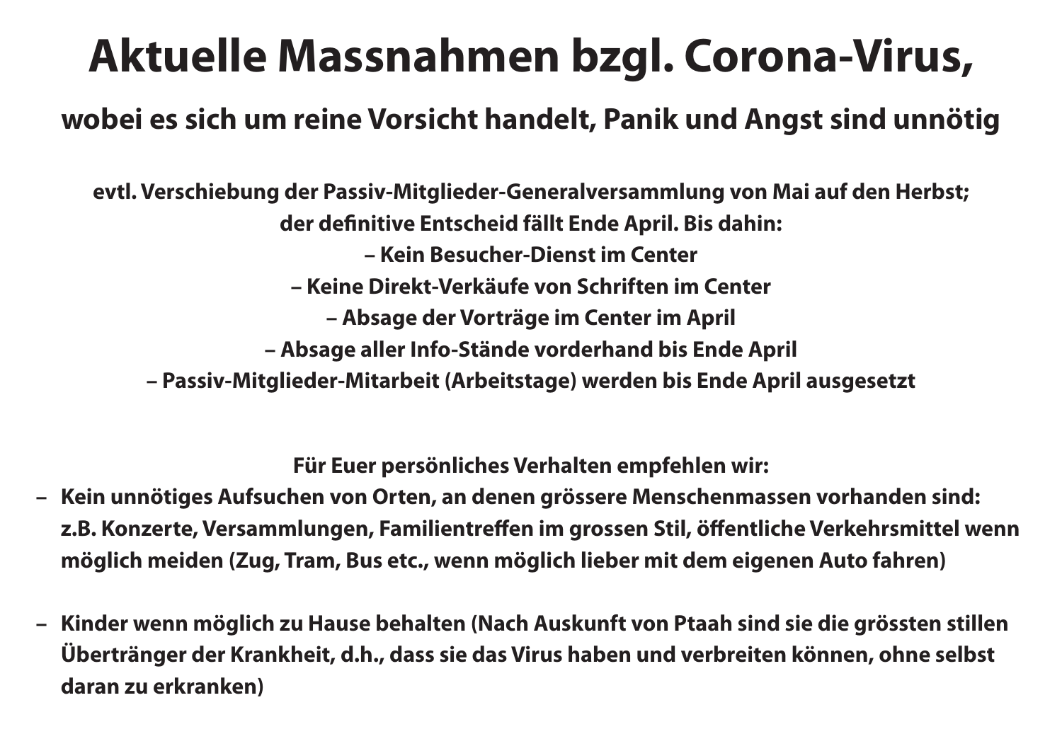# Aktuelle Massnahmen bzgl. Corona-Virus,

## wobei es sich um reine Vorsicht handelt, Panik und Angst sind unnötig

**evtl. Verschiebung der Passiv-Mitglieder-Generalversammlung von Mai auf den Herbst; der definitive Entscheid fällt Ende April. Bis dahin:**

**– Kein Besucher-Dienst im Center**

**– Keine Direkt-Verkäufe von Schriften im Center**

**– Absage der Vorträge im Center im April**

**– Absage aller Info-Stände vorderhand bis Ende April**

**– Passiv-Mitglieder-Mitarbeit (Arbeitstage) werden bis Ende April ausgesetzt**

**Für Euer persönliches Verhalten empfehlen wir:**

- **Kein unnötiges Aufsuchen von Orten, an denen grössere Menschenmassen vorhanden sind: z.B. Konzerte, Versammlungen, Familientreffen im grossen Stil, öffentliche Verkehrsmittel wenn möglich meiden (Zug, Tram, Bus etc., wenn möglich lieber mit dem eigenen Auto fahren)**

- **Kinder wenn möglich zu Hause behalten (Nach Auskunft von Ptaah sind sie die grössten stillen Übertränger der Krankheit, d.h., dass sie das Virus haben und verbreiten können, ohne selbst daran zu erkranken)**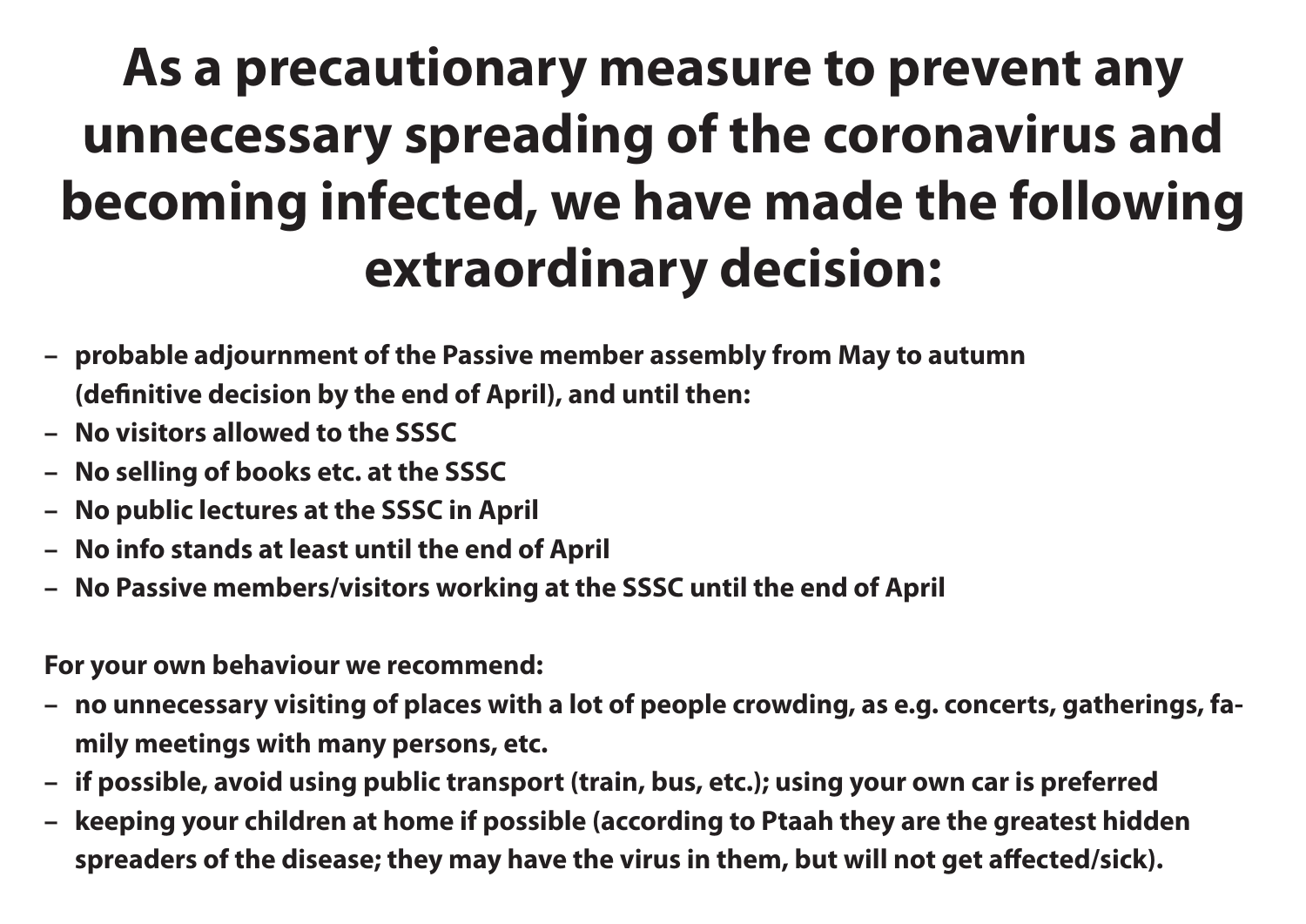# As a precautionary measure to prevent any unnecessary spreading of the coronavirus and becoming infected, we have made the following extraordinary decision:

- **probable adjournment of the Passive member assembly from May to autumn (definitive decision by the end of April), and until then:**
- **No visitors allowed to the SSSC**
- **No selling of books etc. at the SSSC**
- **No public lectures at the SSSC in April**
- **No info stands at least until the end of April**
- **No Passive members/visitors working at the SSSC until the end of April**

**For your own behaviour we recommend:**

- **no unnecessary visiting of places with a lot of people crowding, as e.g. concerts, gatherings, family meetings with many persons, etc.**
- **if possible, avoid using public transport (train, bus, etc.); using your own car is preferred**
- **keeping your children at home if possible (according to Ptaah they are the greatest hidden spreaders of the disease; they may have the virus in them, but will not get affected/sick).**